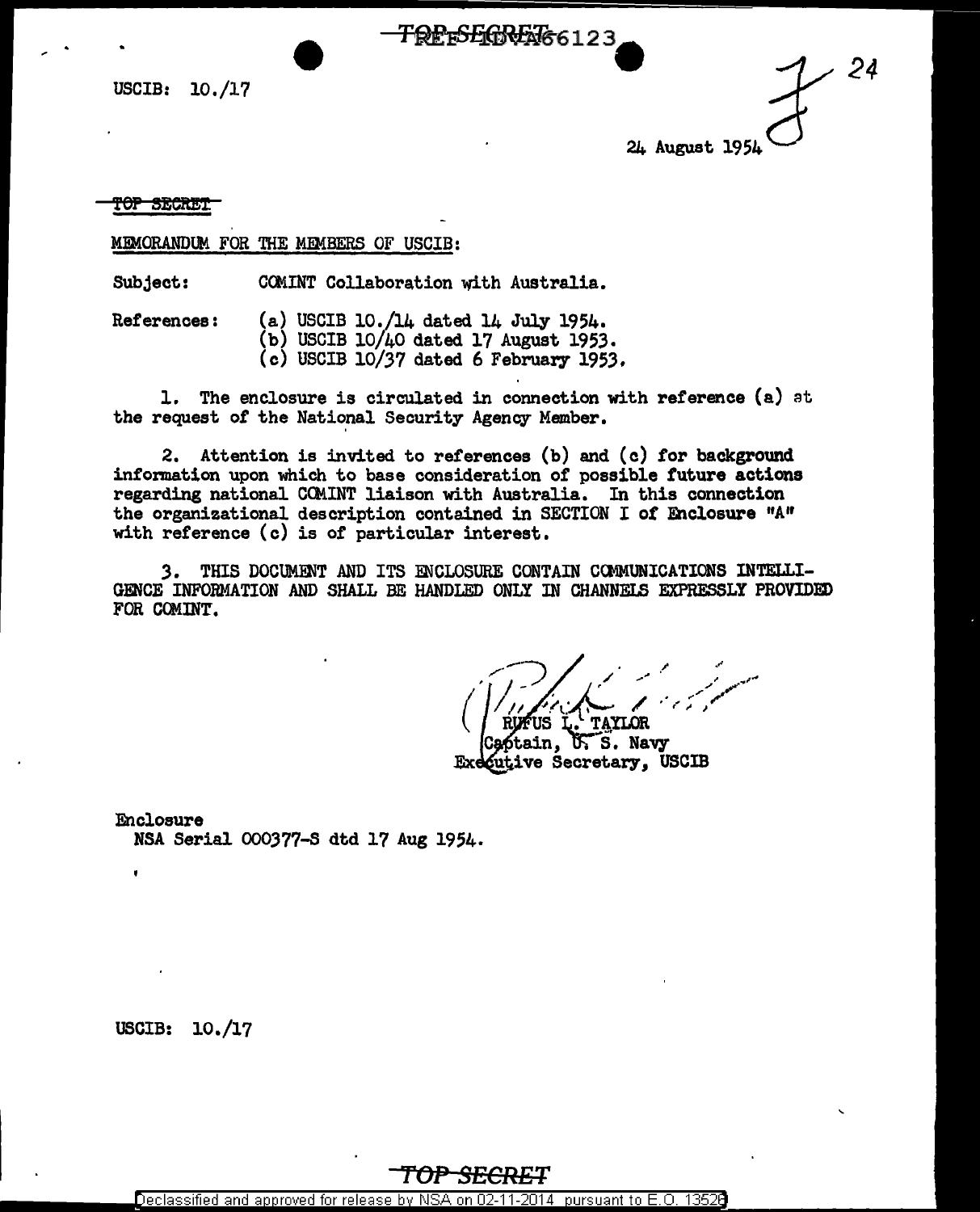USCIB: 10./17

24 August 1954

~~TOP SECRET~~

MEMORANDUM FOR THE MEMBERS OF USCIB:

Subject: COMINT Collaboration with Australia.

References:
(a) USCIB 10./14 dated 14 July 1954.
(b) USCIB 10/40 dated 17 August 1953.
(c) USCIB 10/37 dated 6 February 1953.

1. The enclosure is circulated in connection with reference (a) at the request of the National Security Agency Member.

2. Attention is invited to references (b) and (c) for background information upon which to base consideration of possible future actions regarding national COMINT liaison with Australia. In this connection the organizational description contained in SECTION I of Enclosure "A" with reference (c) is of particular interest.

3. THIS DOCUMENT AND ITS ENCLOSURE CONTAIN COMMUNICATIONS INTELLIGENCE INFORMATION AND SHALL BE HANDLED ONLY IN CHANNELS EXPRESSLY PROVIDED FOR COMINT.

RUFUS L. TAYLOR
Captain, U. S. Navy
Executive Secretary, USCIB

Enclosure
NSA Serial 000377-S dtd 17 Aug 1954.

USCIB: 10./17

~~TOP SECRET~~

Declassified and approved for release by NSA on 02-11-2014 pursuant to E.O. 13526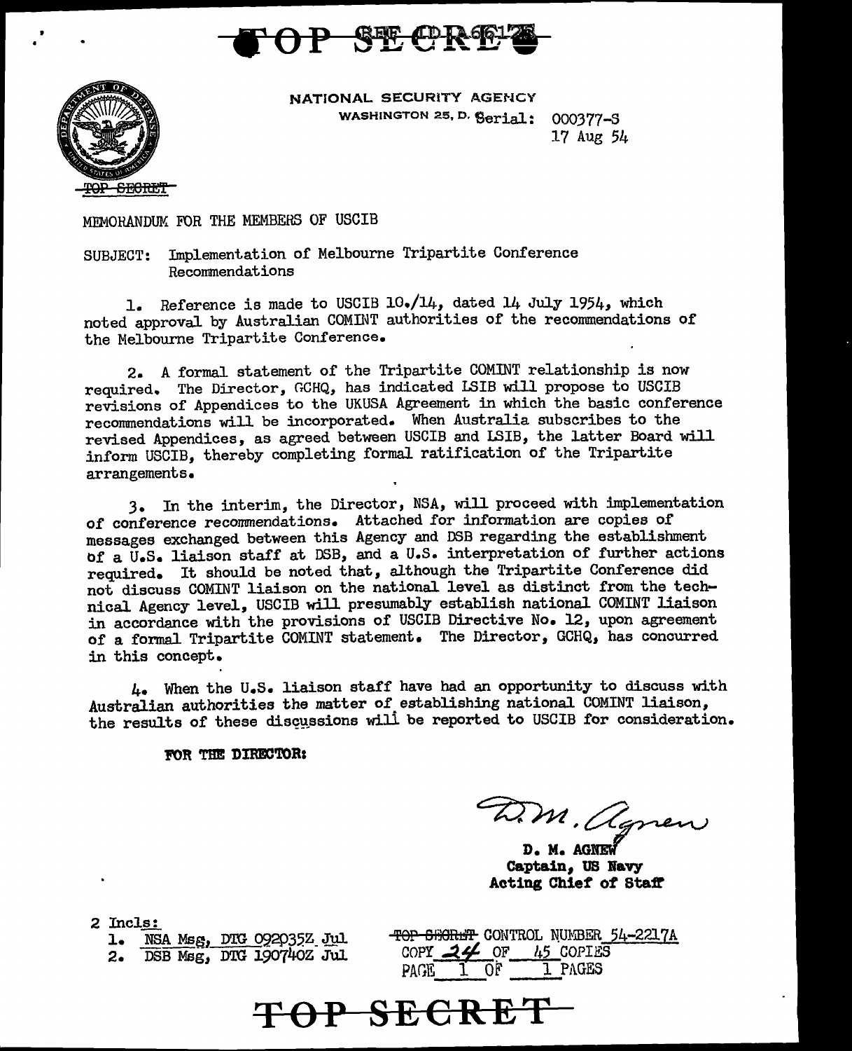TOP SECRET REF ID:A66175

NATIONAL SECURITY AGENCY
WASHINGTON 25, D. C. Serial: 000377-S
17 Aug 54

TOP SECRET

MEMORANDUM FOR THE MEMBERS OF USCIB

SUBJECT: Implementation of Melbourne Tripartite Conference Recommendations

1. Reference is made to USCIB 10./14, dated 14 July 1954, which noted approval by Australian COMINT authorities of the recommendations of the Melbourne Tripartite Conference.

2. A formal statement of the Tripartite COMINT relationship is now required. The Director, GCHQ, has indicated LSIB will propose to USCIB revisions of Appendices to the UKUSA Agreement in which the basic conference recommendations will be incorporated. When Australia subscribes to the revised Appendices, as agreed between USCIB and LSIB, the latter Board will inform USCIB, thereby completing formal ratification of the Tripartite arrangements.

3. In the interim, the Director, NSA, will proceed with implementation of conference recommendations. Attached for information are copies of messages exchanged between this Agency and DSB regarding the establishment of a U.S. liaison staff at DSB, and a U.S. interpretation of further actions required. It should be noted that, although the Tripartite Conference did not discuss COMINT liaison on the national level as distinct from the technical Agency level, USCIB will presumably establish national COMINT liaison in accordance with the provisions of USCIB Directive No. 12, upon agreement of a formal Tripartite COMINT statement. The Director, GCHQ, has concurred in this concept.

4. When the U.S. liaison staff have had an opportunity to discuss with Australian authorities the matter of establishing national COMINT liaison, the results of these discussions will be reported to USCIB for consideration.

**FOR THE DIRECTOR:**

D. M. Agnew

**D. M. AGNEW**
**Captain, US Navy**
**Acting Chief of Staff**

2 Incls:
1. NSA Msg, DTG 092035Z Jul
2. DSB Msg, DTG 190740Z Jul

TOP SECRET CONTROL NUMBER 54-2217A
COPY 24 OF 45 COPIES
PAGE 1 OF 1 PAGES

TOP SECRET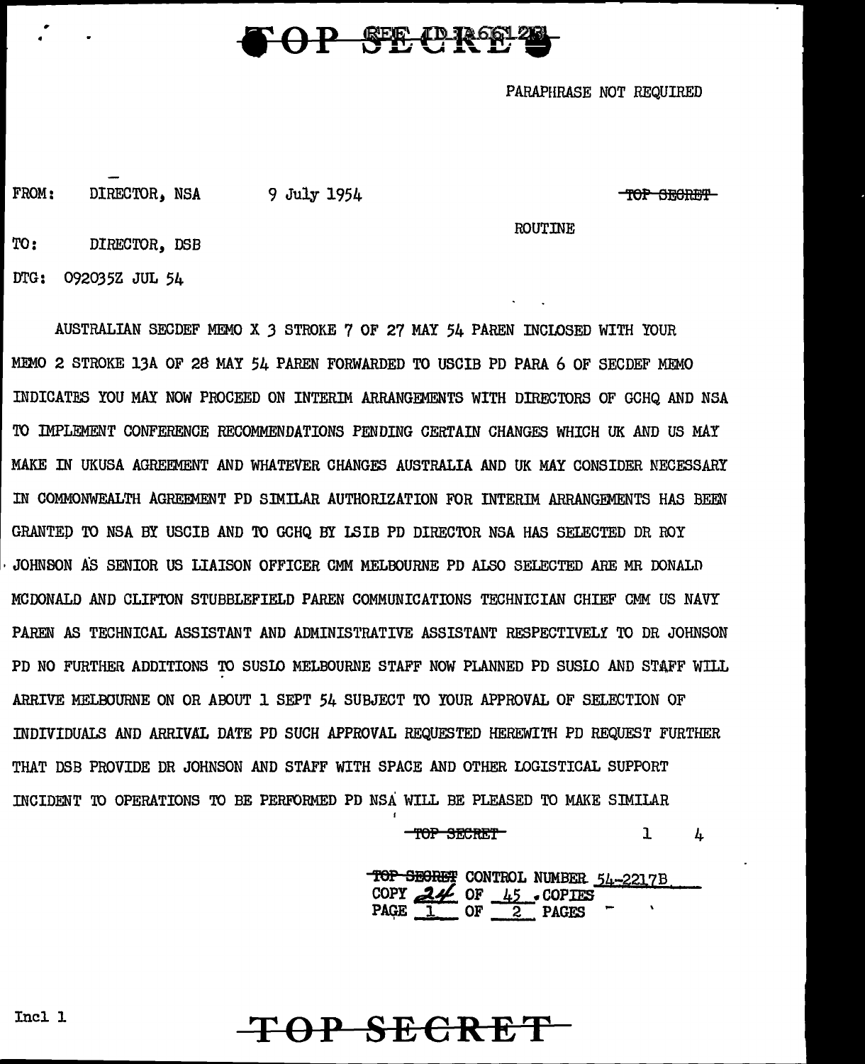TOP SECRET REF ID:A66128

PARAPHRASE NOT REQUIRED

FROM: DIRECTOR, NSA 9 July 1954 ~~TOP SECRET~~

ROUTINE

TO: DIRECTOR, DSB

DTG: 092035Z JUL 54

AUSTRALIAN SECDEF MEMO X 3 STROKE 7 OF 27 MAY 54 PAREN INCLOSED WITH YOUR MEMO 2 STROKE 13A OF 28 MAY 54 PAREN FORWARDED TO USCIB PD PARA 6 OF SECDEF MEMO INDICATES YOU MAY NOW PROCEED ON INTERIM ARRANGEMENTS WITH DIRECTORS OF GCHQ AND NSA TO IMPLEMENT CONFERENCE RECOMMENDATIONS PENDING CERTAIN CHANGES WHICH UK AND US MAY MAKE IN UKUSA AGREEMENT AND WHATEVER CHANGES AUSTRALIA AND UK MAY CONSIDER NECESSARY IN COMMONWEALTH AGREEMENT PD SIMILAR AUTHORIZATION FOR INTERIM ARRANGEMENTS HAS BEEN GRANTED TO NSA BY USCIB AND TO GCHQ BY LSIB PD DIRECTOR NSA HAS SELECTED DR ROY JOHNSON AS SENIOR US LIAISON OFFICER CMM MELBOURNE PD ALSO SELECTED ARE MR DONALD MCDONALD AND CLIFTON STUBBLEFIELD PAREN COMMUNICATIONS TECHNICIAN CHIEF CMM US NAVY PAREN AS TECHNICAL ASSISTANT AND ADMINISTRATIVE ASSISTANT RESPECTIVELY TO DR JOHNSON PD NO FURTHER ADDITIONS TO SUSLO MELBOURNE STAFF NOW PLANNED PD SUSLO AND STAFF WILL ARRIVE MELBOURNE ON OR ABOUT 1 SEPT 54 SUBJECT TO YOUR APPROVAL OF SELECTION OF INDIVIDUALS AND ARRIVAL DATE PD SUCH APPROVAL REQUESTED HEREWITH PD REQUEST FURTHER THAT DSB PROVIDE DR JOHNSON AND STAFF WITH SPACE AND OTHER LOGISTICAL SUPPORT INCIDENT TO OPERATIONS TO BE PERFORMED PD NSA WILL BE PLEASED TO MAKE SIMILAR

~~TOP SECRET~~ 1 4

~~TOP SECRET~~ CONTROL NUMBER 54-2217B
COPY 24 OF 45 COPIES
PAGE 1 OF 2 PAGES

Incl 1

TOP SECRET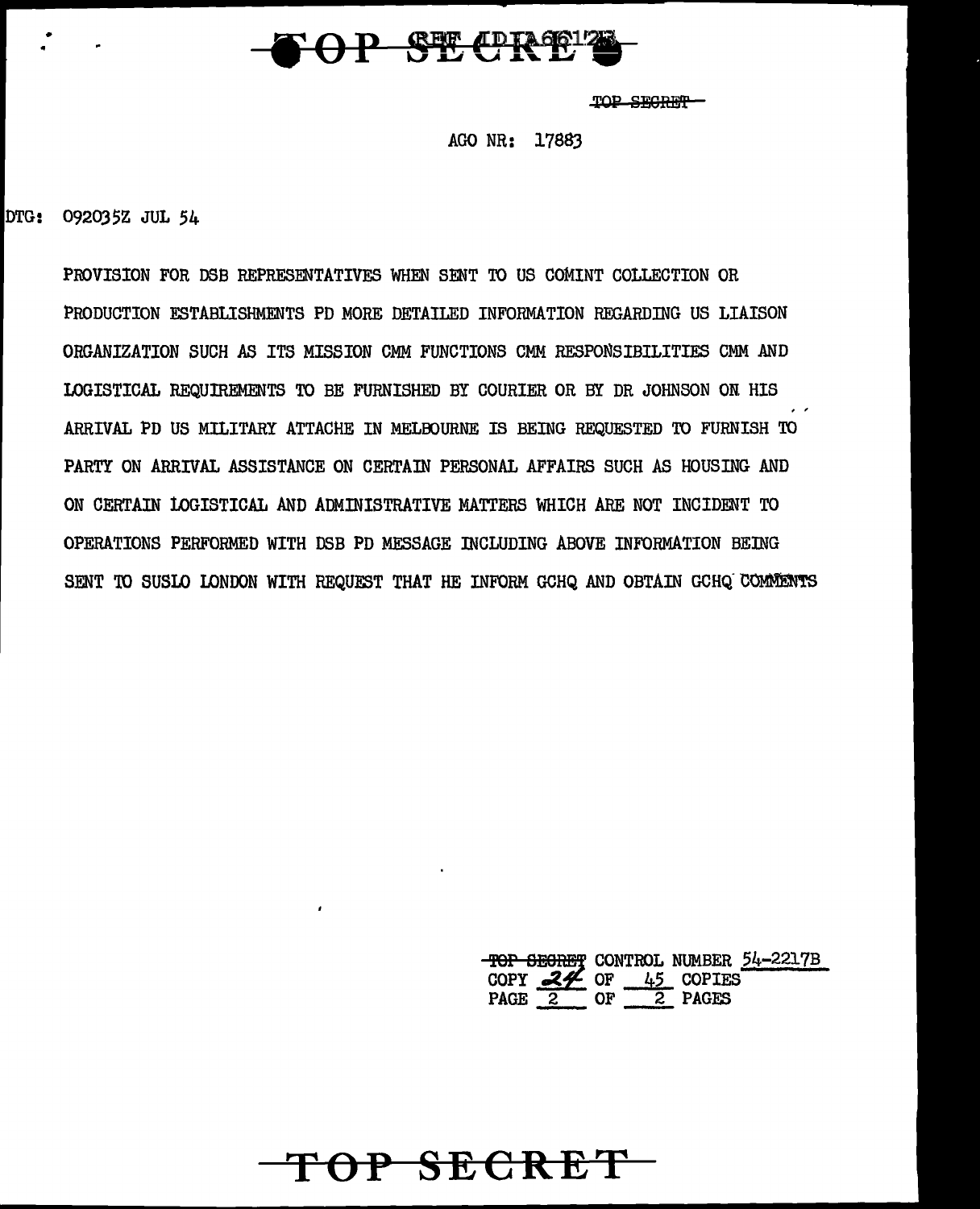TOP SECRET

AGO NR: 17883

DTG: 092035Z JUL 54

PROVISION FOR DSB REPRESENTATIVES WHEN SENT TO US COMINT COLLECTION OR PRODUCTION ESTABLISHMENTS PD MORE DETAILED INFORMATION REGARDING US LIAISON ORGANIZATION SUCH AS ITS MISSION CMM FUNCTIONS CMM RESPONSIBILITIES CMM AND LOGISTICAL REQUIREMENTS TO BE FURNISHED BY COURIER OR BY DR JOHNSON ON HIS ARRIVAL PD US MILITARY ATTACHE IN MELBOURNE IS BEING REQUESTED TO FURNISH TO PARTY ON ARRIVAL ASSISTANCE ON CERTAIN PERSONAL AFFAIRS SUCH AS HOUSING AND ON CERTAIN LOGISTICAL AND ADMINISTRATIVE MATTERS WHICH ARE NOT INCIDENT TO OPERATIONS PERFORMED WITH DSB PD MESSAGE INCLUDING ABOVE INFORMATION BEING SENT TO SUSLO LONDON WITH REQUEST THAT HE INFORM GCHQ AND OBTAIN GCHQ COMMENTS

TOP SECRET CONTROL NUMBER 54-2217B
COPY 24 OF 45 COPIES
PAGE 2 OF 2 PAGES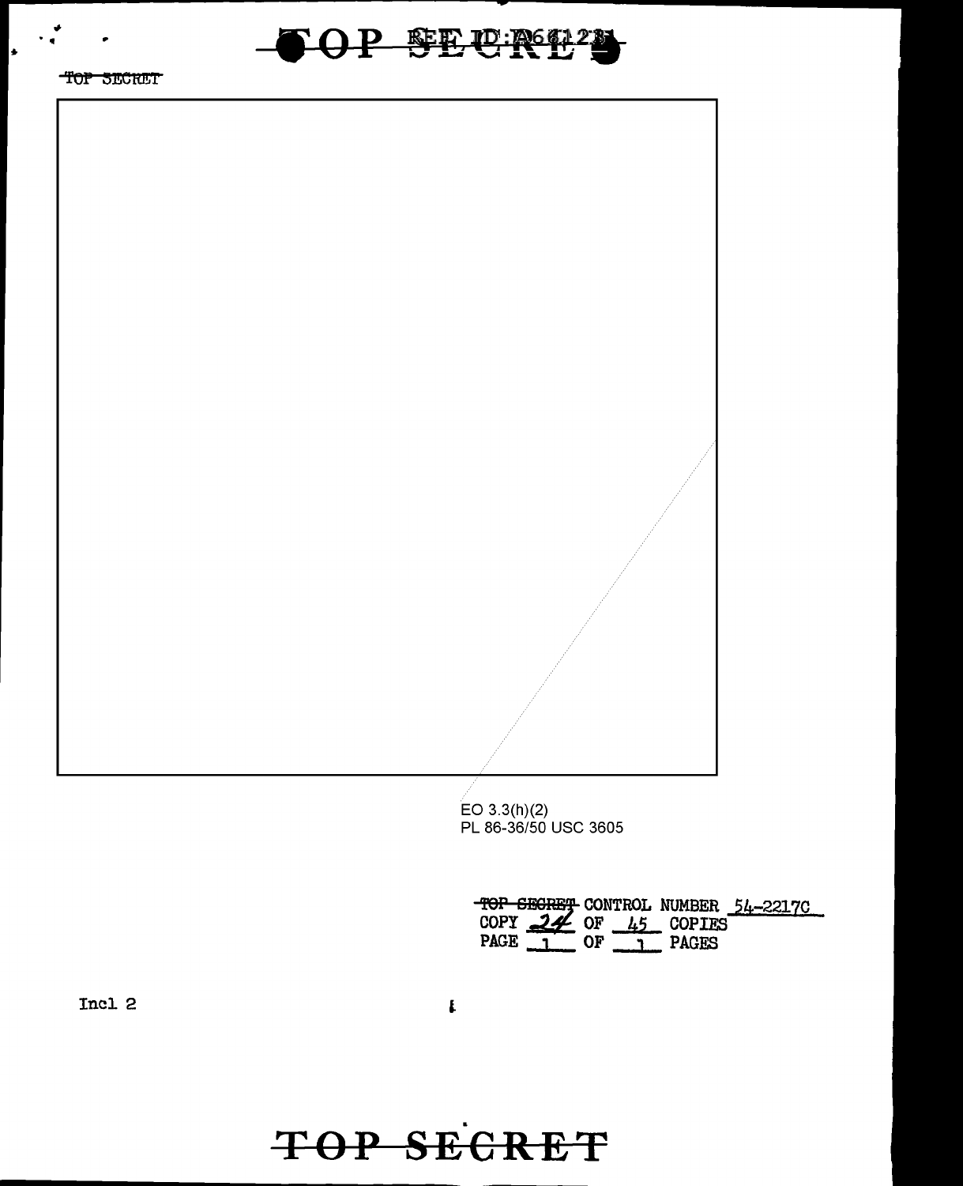~~TOP SECRET~~

EO 3.3(h)(2)
PL 86-36/50 USC 3605

~~TOP SECRET~~ CONTROL NUMBER 54-2217C
COPY 24 OF 45 COPIES
PAGE 1 OF 1 PAGES

Incl 2